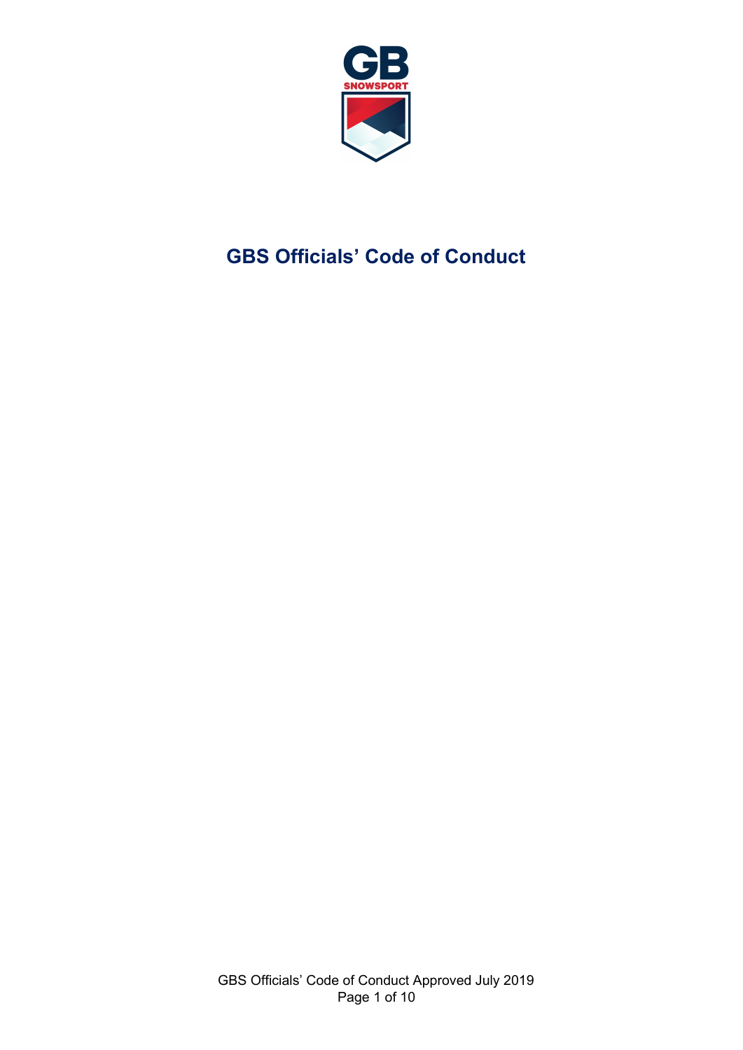# GBS Officials' Code of Conduct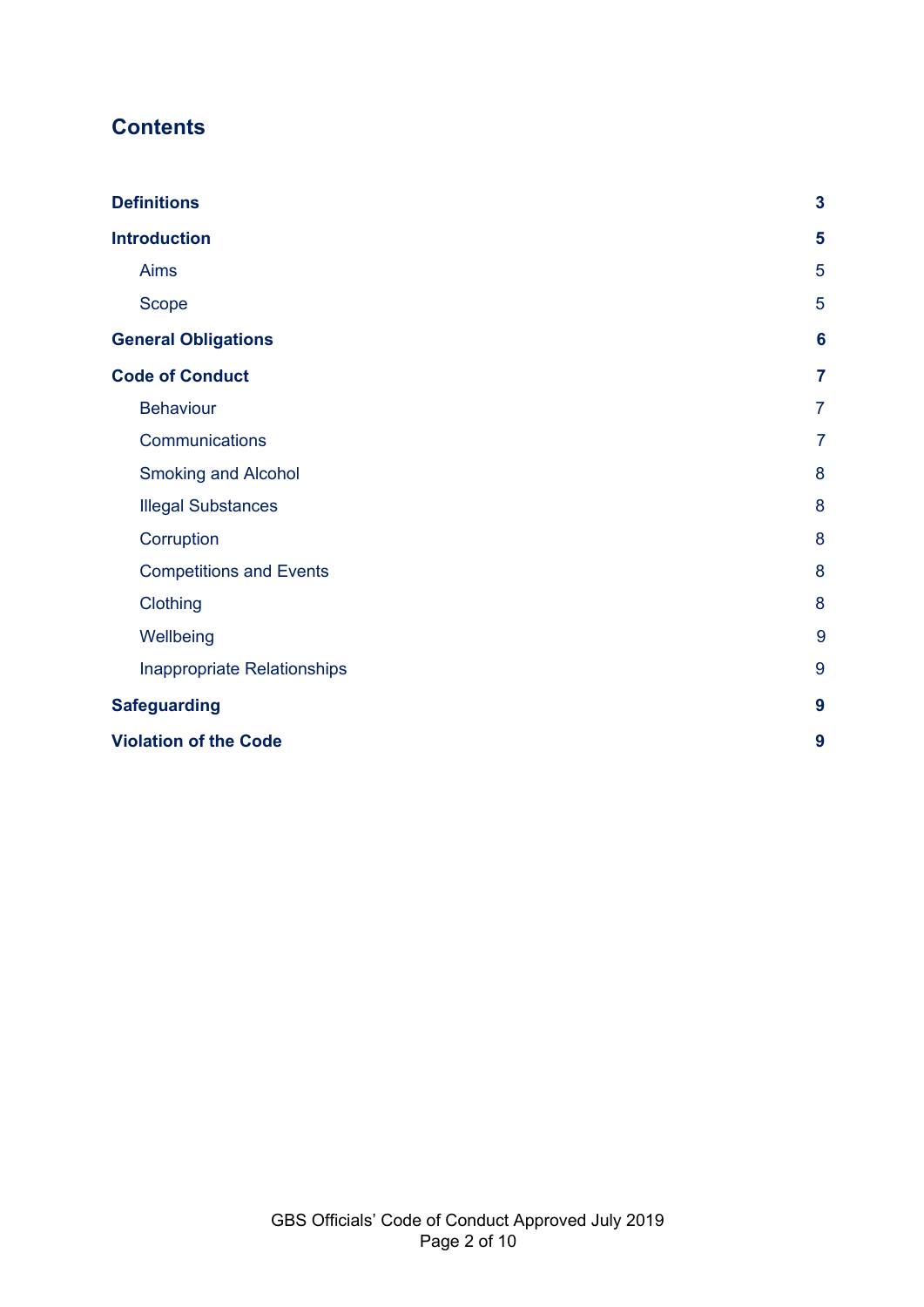## Contents

| | |
|---|---|
| **Definitions** | **3** |
| **Introduction** | **5** |
| Aims | 5 |
| Scope | 5 |
| **General Obligations** | **6** |
| **Code of Conduct** | **7** |
| Behaviour | 7 |
| Communications | 7 |
| Smoking and Alcohol | 8 |
| Illegal Substances | 8 |
| Corruption | 8 |
| Competitions and Events | 8 |
| Clothing | 8 |
| Wellbeing | 9 |
| Inappropriate Relationships | 9 |
| **Safeguarding** | **9** |
| **Violation of the Code** | **9** |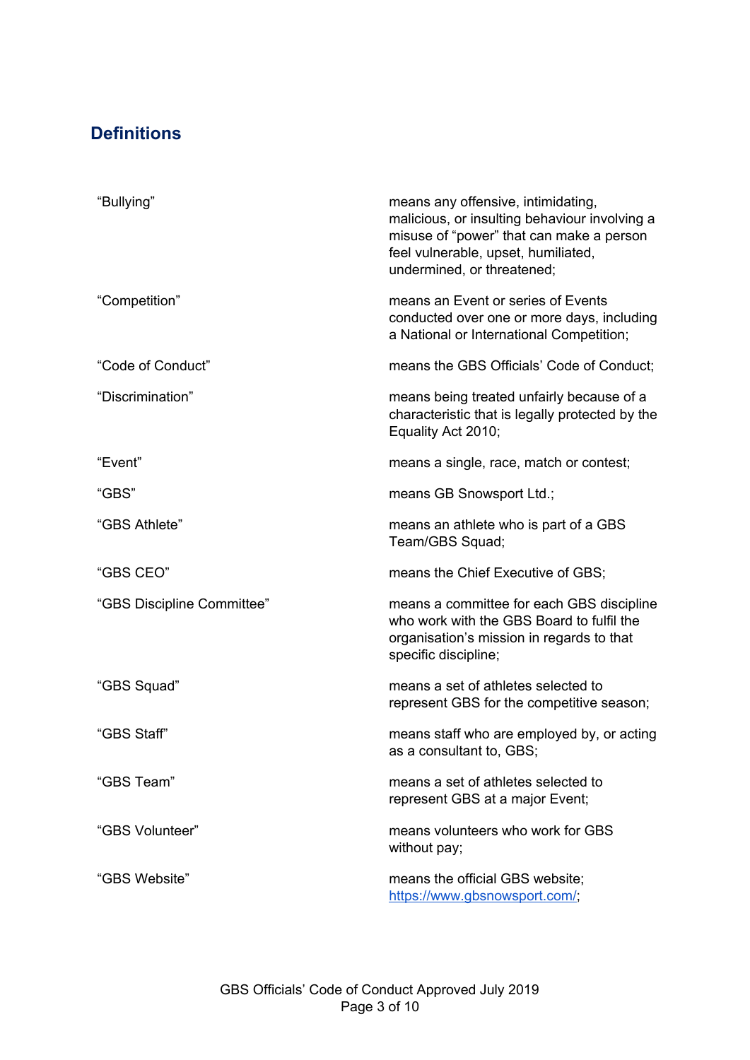## Definitions

| | |
|---|---|
| "Bullying" | means any offensive, intimidating, malicious, or insulting behaviour involving a misuse of "power" that can make a person feel vulnerable, upset, humiliated, undermined, or threatened; |
| "Competition" | means an Event or series of Events conducted over one or more days, including a National or International Competition; |
| "Code of Conduct" | means the GBS Officials' Code of Conduct; |
| "Discrimination" | means being treated unfairly because of a characteristic that is legally protected by the Equality Act 2010; |
| "Event" | means a single, race, match or contest; |
| "GBS" | means GB Snowsport Ltd.; |
| "GBS Athlete" | means an athlete who is part of a GBS Team/GBS Squad; |
| "GBS CEO" | means the Chief Executive of GBS; |
| "GBS Discipline Committee" | means a committee for each GBS discipline who work with the GBS Board to fulfil the organisation's mission in regards to that specific discipline; |
| "GBS Squad" | means a set of athletes selected to represent GBS for the competitive season; |
| "GBS Staff" | means staff who are employed by, or acting as a consultant to, GBS; |
| "GBS Team" | means a set of athletes selected to represent GBS at a major Event; |
| "GBS Volunteer" | means volunteers who work for GBS without pay; |
| "GBS Website" | means the official GBS website; [https://www.gbsnowsport.com/](https://www.gbsnowsport.com/); |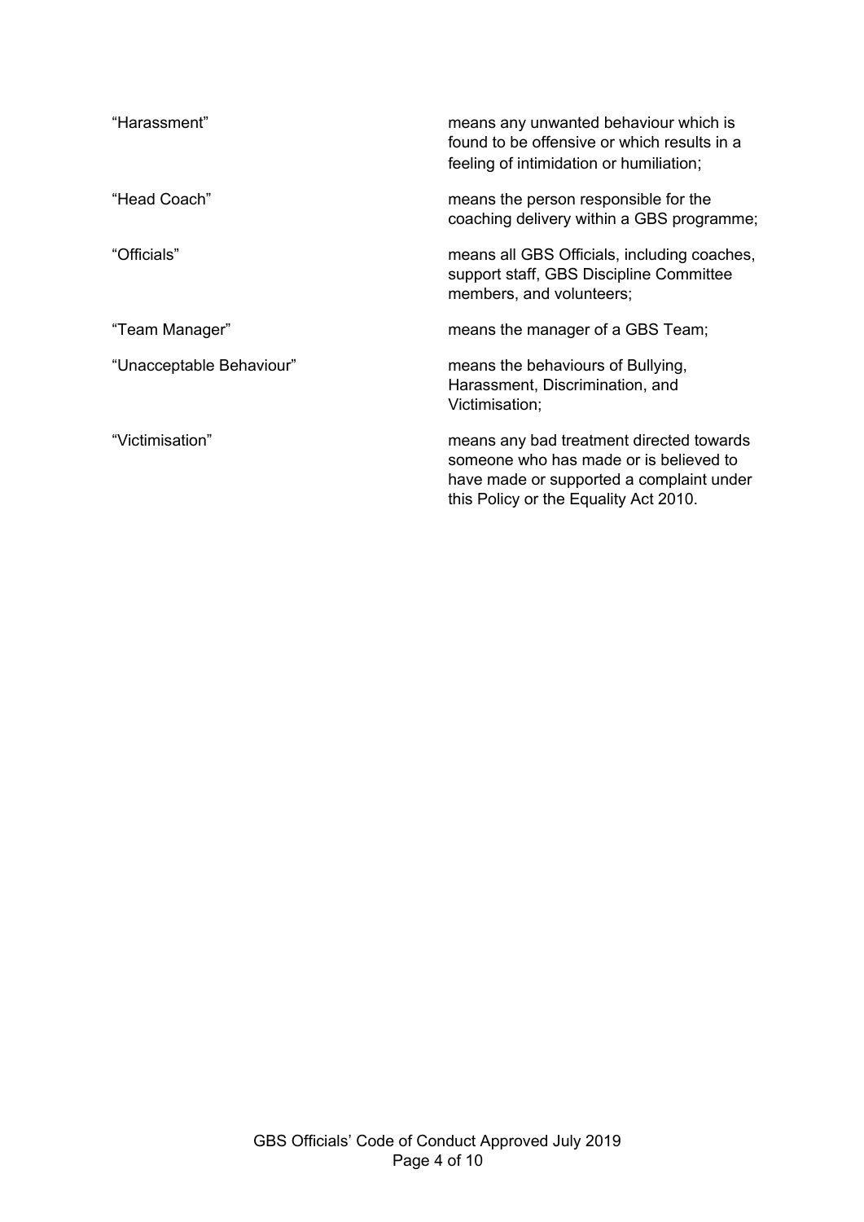| | |
|---|---|
| "Harassment" | means any unwanted behaviour which is found to be offensive or which results in a feeling of intimidation or humiliation; |
| "Head Coach" | means the person responsible for the coaching delivery within a GBS programme; |
| "Officials" | means all GBS Officials, including coaches, support staff, GBS Discipline Committee members, and volunteers; |
| "Team Manager" | means the manager of a GBS Team; |
| "Unacceptable Behaviour" | means the behaviours of Bullying, Harassment, Discrimination, and Victimisation; |
| "Victimisation" | means any bad treatment directed towards someone who has made or is believed to have made or supported a complaint under this Policy or the Equality Act 2010. |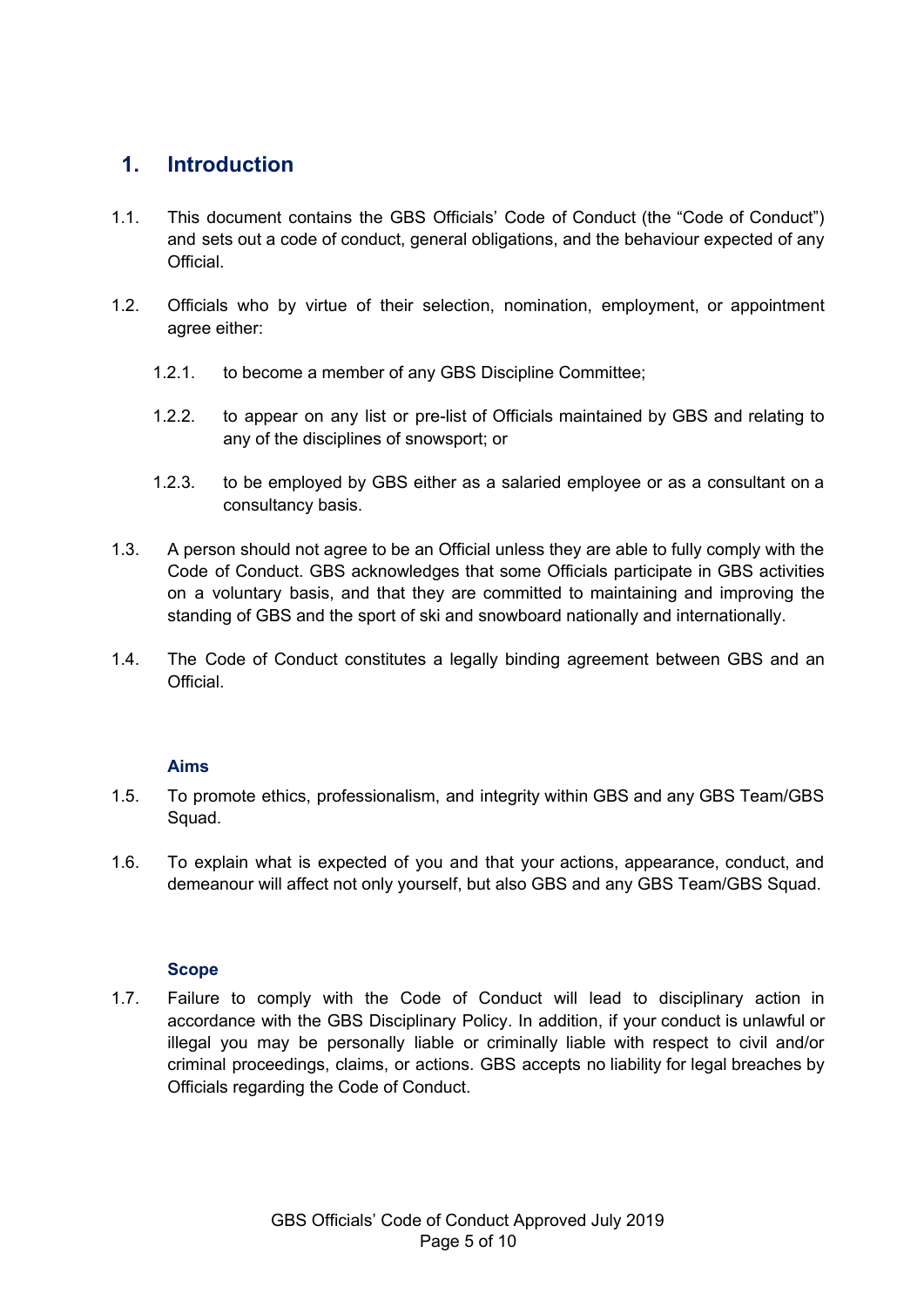## 1. Introduction

1.1. This document contains the GBS Officials' Code of Conduct (the "Code of Conduct") and sets out a code of conduct, general obligations, and the behaviour expected of any Official.

1.2. Officials who by virtue of their selection, nomination, employment, or appointment agree either:

- 1.2.1. to become a member of any GBS Discipline Committee;
- 1.2.2. to appear on any list or pre-list of Officials maintained by GBS and relating to any of the disciplines of snowsport; or
- 1.2.3. to be employed by GBS either as a salaried employee or as a consultant on a consultancy basis.

1.3. A person should not agree to be an Official unless they are able to fully comply with the Code of Conduct. GBS acknowledges that some Officials participate in GBS activities on a voluntary basis, and that they are committed to maintaining and improving the standing of GBS and the sport of ski and snowboard nationally and internationally.

1.4. The Code of Conduct constitutes a legally binding agreement between GBS and an Official.

### Aims

1.5. To promote ethics, professionalism, and integrity within GBS and any GBS Team/GBS Squad.

1.6. To explain what is expected of you and that your actions, appearance, conduct, and demeanour will affect not only yourself, but also GBS and any GBS Team/GBS Squad.

### Scope

1.7. Failure to comply with the Code of Conduct will lead to disciplinary action in accordance with the GBS Disciplinary Policy. In addition, if your conduct is unlawful or illegal you may be personally liable or criminally liable with respect to civil and/or criminal proceedings, claims, or actions. GBS accepts no liability for legal breaches by Officials regarding the Code of Conduct.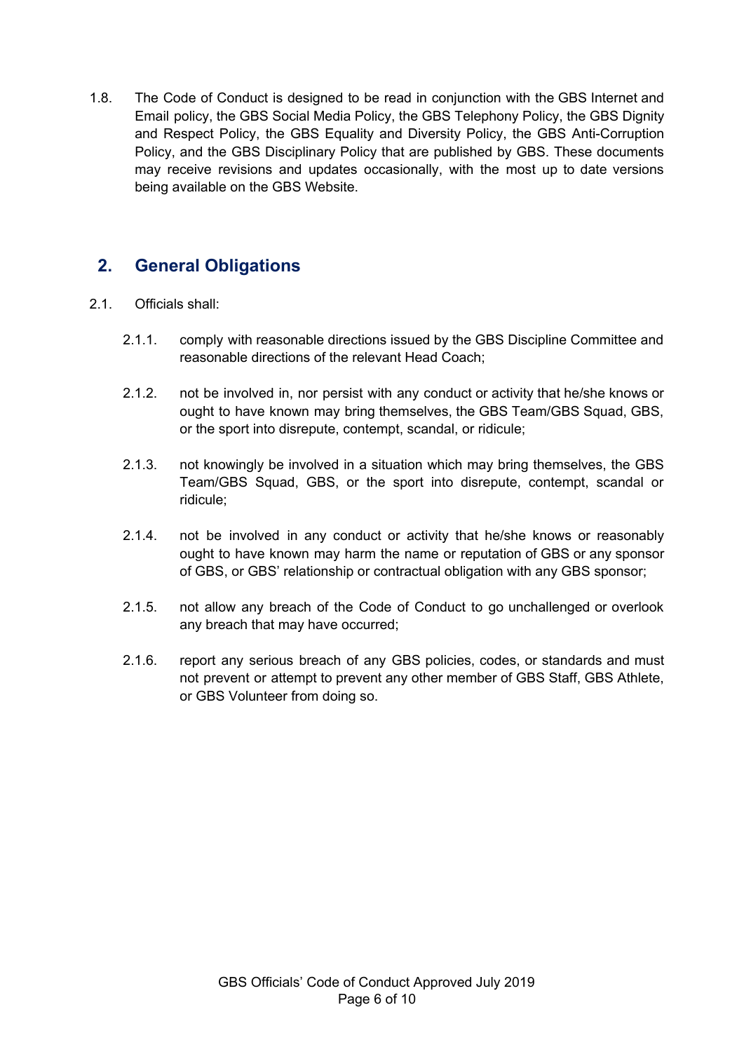1.8. The Code of Conduct is designed to be read in conjunction with the GBS Internet and Email policy, the GBS Social Media Policy, the GBS Telephony Policy, the GBS Dignity and Respect Policy, the GBS Equality and Diversity Policy, the GBS Anti-Corruption Policy, and the GBS Disciplinary Policy that are published by GBS. These documents may receive revisions and updates occasionally, with the most up to date versions being available on the GBS Website.

## 2. General Obligations

2.1. Officials shall:

2.1.1. comply with reasonable directions issued by the GBS Discipline Committee and reasonable directions of the relevant Head Coach;

2.1.2. not be involved in, nor persist with any conduct or activity that he/she knows or ought to have known may bring themselves, the GBS Team/GBS Squad, GBS, or the sport into disrepute, contempt, scandal, or ridicule;

2.1.3. not knowingly be involved in a situation which may bring themselves, the GBS Team/GBS Squad, GBS, or the sport into disrepute, contempt, scandal or ridicule;

2.1.4. not be involved in any conduct or activity that he/she knows or reasonably ought to have known may harm the name or reputation of GBS or any sponsor of GBS, or GBS' relationship or contractual obligation with any GBS sponsor;

2.1.5. not allow any breach of the Code of Conduct to go unchallenged or overlook any breach that may have occurred;

2.1.6. report any serious breach of any GBS policies, codes, or standards and must not prevent or attempt to prevent any other member of GBS Staff, GBS Athlete, or GBS Volunteer from doing so.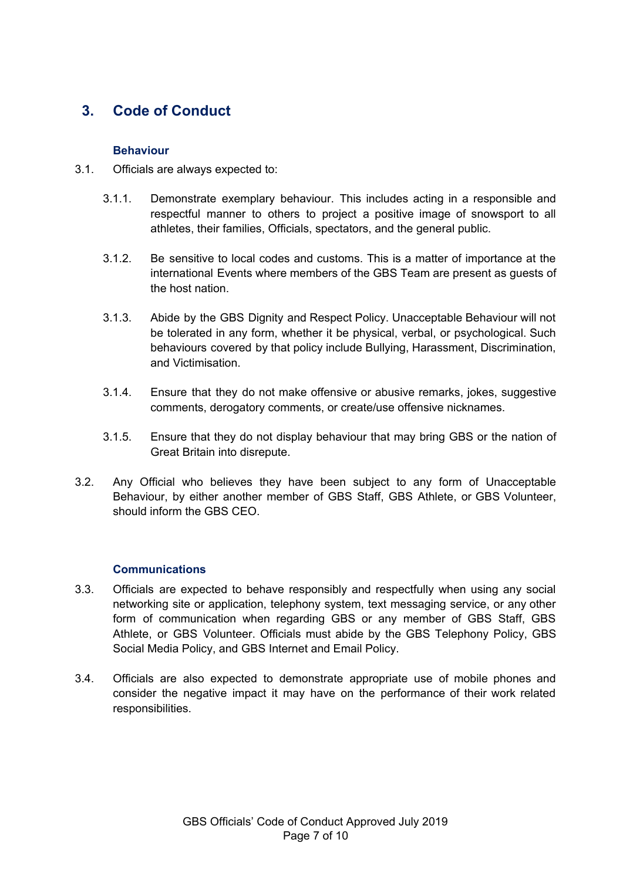## 3. Code of Conduct

### Behaviour

3.1. Officials are always expected to:

3.1.1. Demonstrate exemplary behaviour. This includes acting in a responsible and respectful manner to others to project a positive image of snowsport to all athletes, their families, Officials, spectators, and the general public.

3.1.2. Be sensitive to local codes and customs. This is a matter of importance at the international Events where members of the GBS Team are present as guests of the host nation.

3.1.3. Abide by the GBS Dignity and Respect Policy. Unacceptable Behaviour will not be tolerated in any form, whether it be physical, verbal, or psychological. Such behaviours covered by that policy include Bullying, Harassment, Discrimination, and Victimisation.

3.1.4. Ensure that they do not make offensive or abusive remarks, jokes, suggestive comments, derogatory comments, or create/use offensive nicknames.

3.1.5. Ensure that they do not display behaviour that may bring GBS or the nation of Great Britain into disrepute.

3.2. Any Official who believes they have been subject to any form of Unacceptable Behaviour, by either another member of GBS Staff, GBS Athlete, or GBS Volunteer, should inform the GBS CEO.

### Communications

3.3. Officials are expected to behave responsibly and respectfully when using any social networking site or application, telephony system, text messaging service, or any other form of communication when regarding GBS or any member of GBS Staff, GBS Athlete, or GBS Volunteer. Officials must abide by the GBS Telephony Policy, GBS Social Media Policy, and GBS Internet and Email Policy.

3.4. Officials are also expected to demonstrate appropriate use of mobile phones and consider the negative impact it may have on the performance of their work related responsibilities.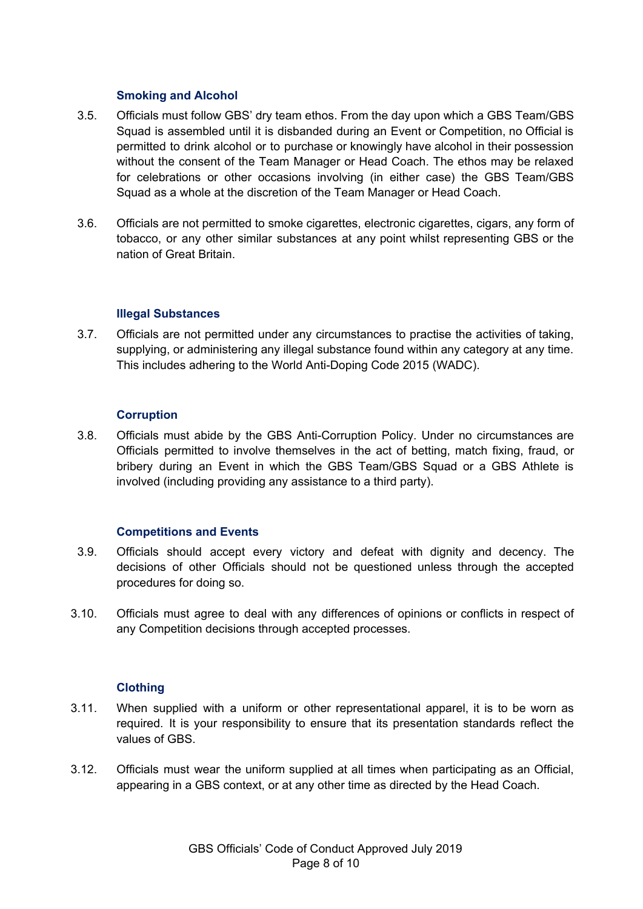### Smoking and Alcohol

3.5. Officials must follow GBS' dry team ethos. From the day upon which a GBS Team/GBS Squad is assembled until it is disbanded during an Event or Competition, no Official is permitted to drink alcohol or to purchase or knowingly have alcohol in their possession without the consent of the Team Manager or Head Coach. The ethos may be relaxed for celebrations or other occasions involving (in either case) the GBS Team/GBS Squad as a whole at the discretion of the Team Manager or Head Coach.

3.6. Officials are not permitted to smoke cigarettes, electronic cigarettes, cigars, any form of tobacco, or any other similar substances at any point whilst representing GBS or the nation of Great Britain.

### Illegal Substances

3.7. Officials are not permitted under any circumstances to practise the activities of taking, supplying, or administering any illegal substance found within any category at any time. This includes adhering to the World Anti-Doping Code 2015 (WADC).

### Corruption

3.8. Officials must abide by the GBS Anti-Corruption Policy. Under no circumstances are Officials permitted to involve themselves in the act of betting, match fixing, fraud, or bribery during an Event in which the GBS Team/GBS Squad or a GBS Athlete is involved (including providing any assistance to a third party).

### Competitions and Events

3.9. Officials should accept every victory and defeat with dignity and decency. The decisions of other Officials should not be questioned unless through the accepted procedures for doing so.

3.10. Officials must agree to deal with any differences of opinions or conflicts in respect of any Competition decisions through accepted processes.

### Clothing

3.11. When supplied with a uniform or other representational apparel, it is to be worn as required. It is your responsibility to ensure that its presentation standards reflect the values of GBS.

3.12. Officials must wear the uniform supplied at all times when participating as an Official, appearing in a GBS context, or at any other time as directed by the Head Coach.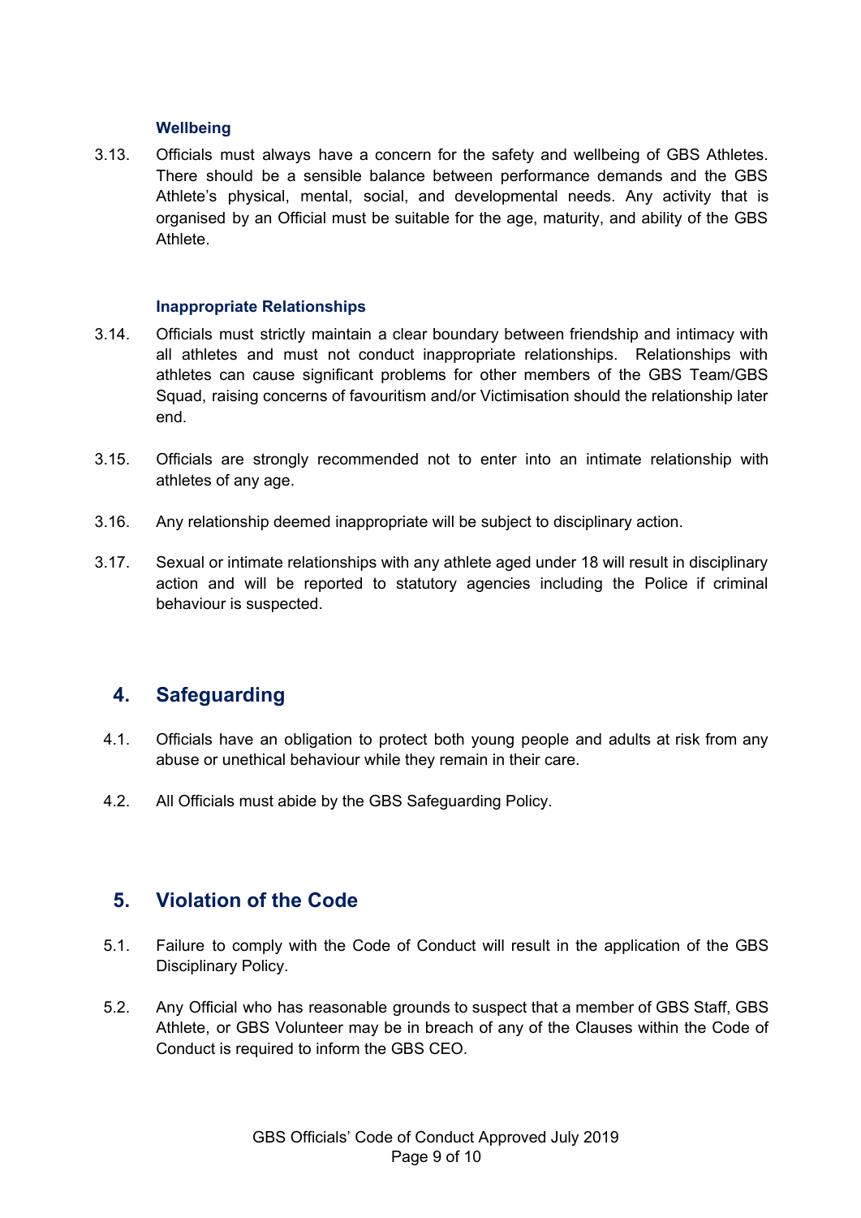### Wellbeing

3.13. Officials must always have a concern for the safety and wellbeing of GBS Athletes. There should be a sensible balance between performance demands and the GBS Athlete's physical, mental, social, and developmental needs. Any activity that is organised by an Official must be suitable for the age, maturity, and ability of the GBS Athlete.

### Inappropriate Relationships

3.14. Officials must strictly maintain a clear boundary between friendship and intimacy with all athletes and must not conduct inappropriate relationships. Relationships with athletes can cause significant problems for other members of the GBS Team/GBS Squad, raising concerns of favouritism and/or Victimisation should the relationship later end.

3.15. Officials are strongly recommended not to enter into an intimate relationship with athletes of any age.

3.16. Any relationship deemed inappropriate will be subject to disciplinary action.

3.17. Sexual or intimate relationships with any athlete aged under 18 will result in disciplinary action and will be reported to statutory agencies including the Police if criminal behaviour is suspected.

## 4. Safeguarding

4.1. Officials have an obligation to protect both young people and adults at risk from any abuse or unethical behaviour while they remain in their care.

4.2. All Officials must abide by the GBS Safeguarding Policy.

## 5. Violation of the Code

5.1. Failure to comply with the Code of Conduct will result in the application of the GBS Disciplinary Policy.

5.2. Any Official who has reasonable grounds to suspect that a member of GBS Staff, GBS Athlete, or GBS Volunteer may be in breach of any of the Clauses within the Code of Conduct is required to inform the GBS CEO.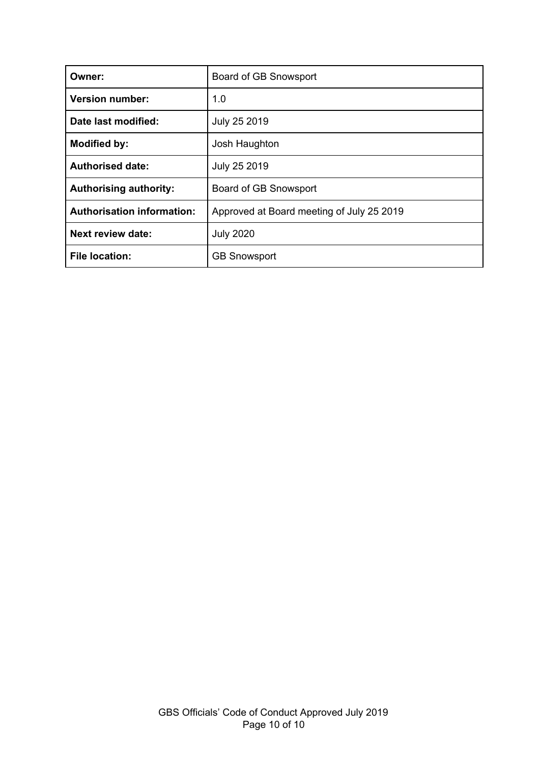| | |
|---|---|
| **Owner:** | Board of GB Snowsport |
| **Version number:** | 1.0 |
| **Date last modified:** | July 25 2019 |
| **Modified by:** | Josh Haughton |
| **Authorised date:** | July 25 2019 |
| **Authorising authority:** | Board of GB Snowsport |
| **Authorisation information:** | Approved at Board meeting of July 25 2019 |
| **Next review date:** | July 2020 |
| **File location:** | GB Snowsport |